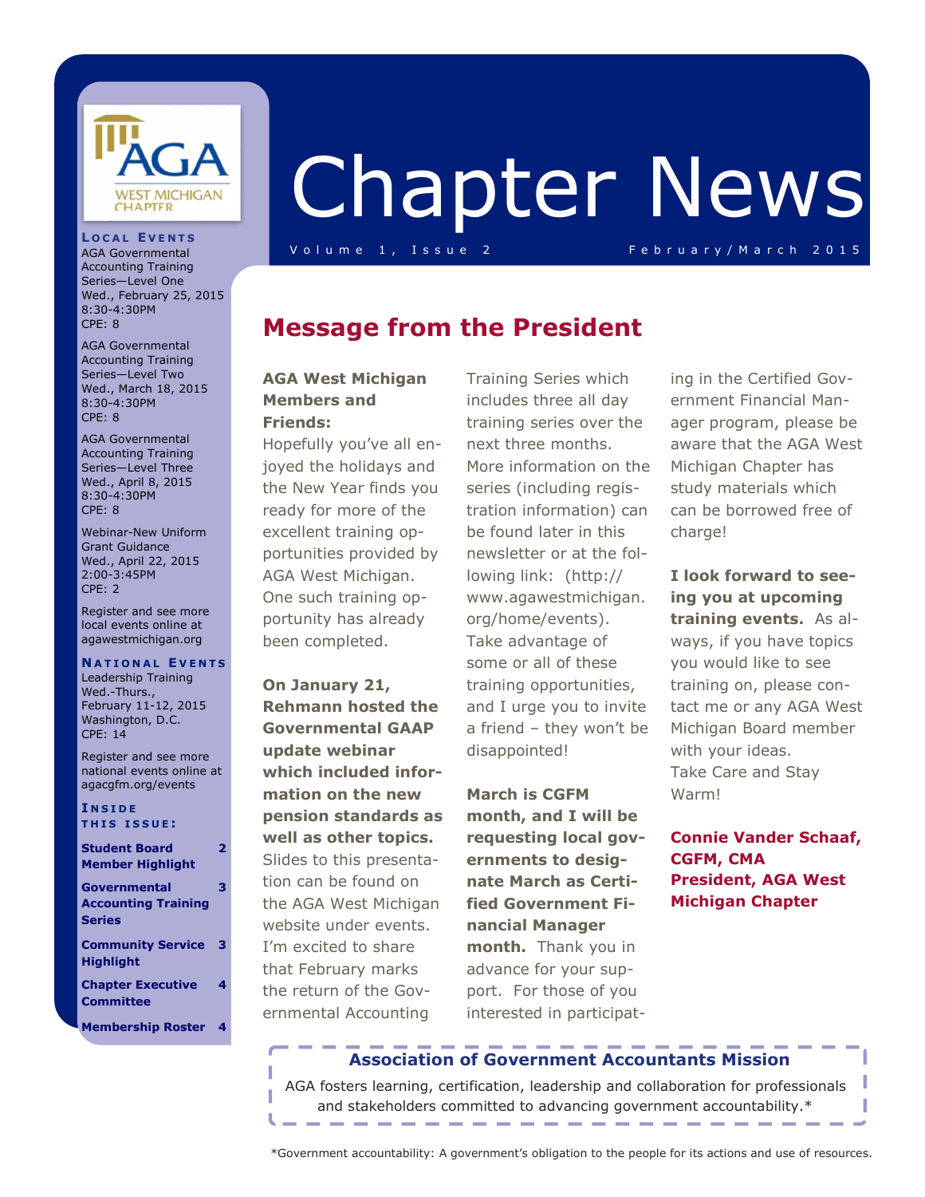# Chapter News

Volume 1, Issue 2 — February/March 2015

## Message from the President

**AGA West Michigan Members and Friends:**

Hopefully you've all enjoyed the holidays and the New Year finds you ready for more of the excellent training opportunities provided by AGA West Michigan. One such training opportunity has already been completed.

**On January 21, Rehmann hosted the Governmental GAAP update webinar which included information on the new pension standards as well as other topics.** Slides to this presentation can be found on the AGA West Michigan website under events. I'm excited to share that February marks the return of the Governmental Accounting Training Series which includes three all day training series over the next three months. More information on the series (including registration information) can be found later in this newsletter or at the following link: (http://www.agawestmichigan.org/home/events). Take advantage of some or all of these training opportunities, and I urge you to invite a friend – they won't be disappointed!

**March is CGFM month, and I will be requesting local governments to designate March as Certified Government Financial Manager month.** Thank you in advance for your support. For those of you interested in participating in the Certified Government Financial Manager program, please be aware that the AGA West Michigan Chapter has study materials which can be borrowed free of charge!

**I look forward to seeing you at upcoming training events.** As always, if you have topics you would like to see training on, please contact me or any AGA West Michigan Board member with your ideas.
Take Care and Stay Warm!

**Connie Vander Schaaf, CGFM, CMA**
**President, AGA West Michigan Chapter**

### Local Events

AGA Governmental Accounting Training Series—Level One
Wed., February 25, 2015
8:30-4:30PM
CPE: 8

AGA Governmental Accounting Training Series—Level Two
Wed., March 18, 2015
8:30-4:30PM
CPE: 8

AGA Governmental Accounting Training Series—Level Three
Wed., April 8, 2015
8:30-4:30PM
CPE: 8

Webinar-New Uniform Grant Guidance
Wed., April 22, 2015
2:00-3:45PM
CPE: 2

Register and see more local events online at agawestmichigan.org

### National Events

Leadership Training
Wed.-Thurs., February 11-12, 2015
Washington, D.C.
CPE: 14

Register and see more national events online at agacgfm.org/events

### Inside this issue:

| | |
|---|---|
| Student Board Member Highlight | 2 |
| Governmental Accounting Training Series | 3 |
| Community Service Highlight | 3 |
| Chapter Executive Committee | 4 |
| Membership Roster | 4 |

**Association of Government Accountants Mission**

AGA fosters learning, certification, leadership and collaboration for professionals and stakeholders committed to advancing government accountability.*

*Government accountability: A government's obligation to the people for its actions and use of resources.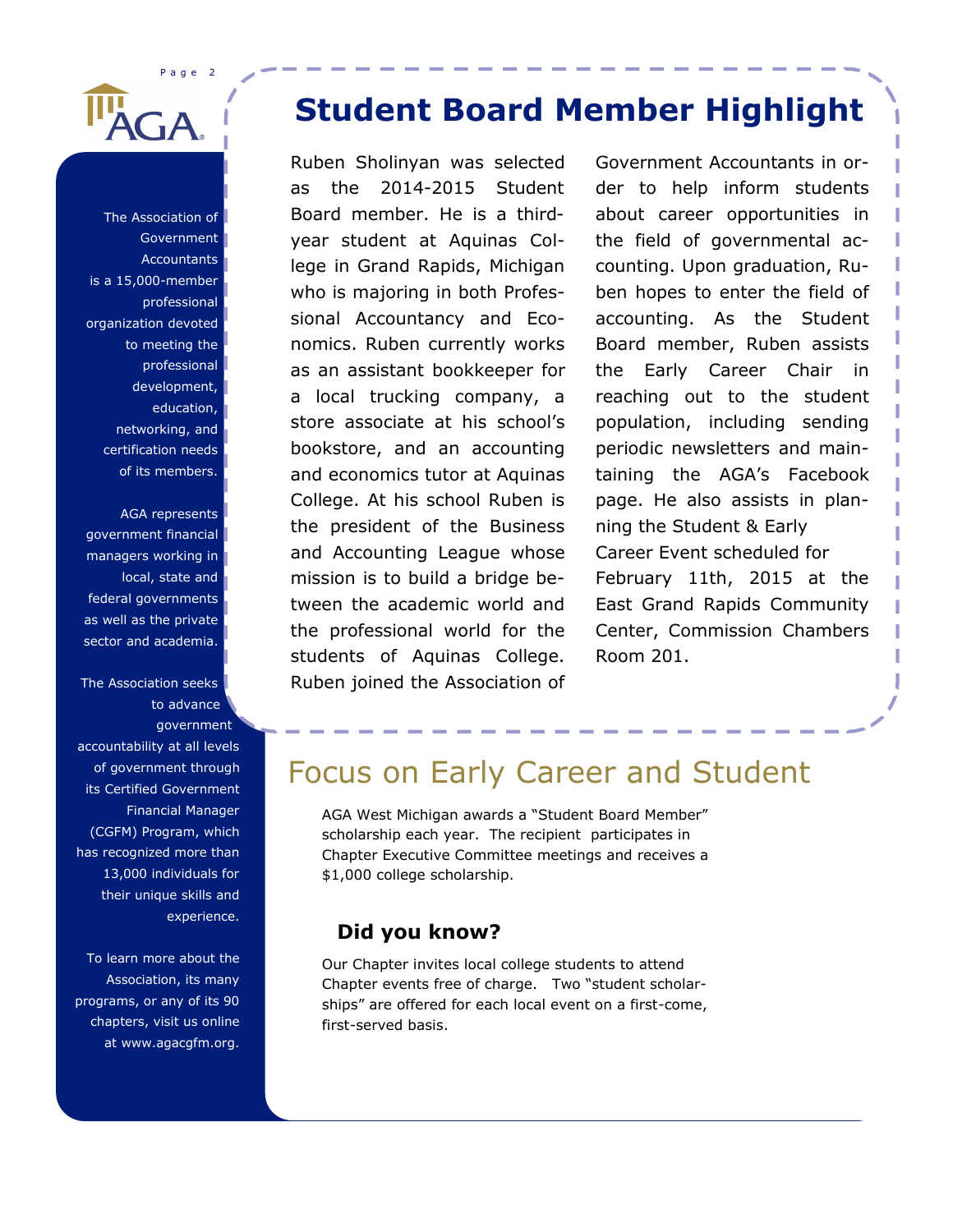## Student Board Member Highlight

Ruben Sholinyan was selected as the 2014-2015 Student Board member. He is a third-year student at Aquinas College in Grand Rapids, Michigan who is majoring in both Professional Accountancy and Economics. Ruben currently works as an assistant bookkeeper for a local trucking company, a store associate at his school's bookstore, and an accounting and economics tutor at Aquinas College. At his school Ruben is the president of the Business and Accounting League whose mission is to build a bridge between the academic world and the professional world for the students of Aquinas College. Ruben joined the Association of Government Accountants in order to help inform students about career opportunities in the field of governmental accounting. Upon graduation, Ruben hopes to enter the field of accounting. As the Student Board member, Ruben assists the Early Career Chair in reaching out to the student population, including sending periodic newsletters and maintaining the AGA's Facebook page. He also assists in planning the Student & Early Career Event scheduled for February 11th, 2015 at the East Grand Rapids Community Center, Commission Chambers Room 201.

## Focus on Early Career and Student

AGA West Michigan awards a "Student Board Member" scholarship each year. The recipient participates in Chapter Executive Committee meetings and receives a $1,000 college scholarship.

### Did you know?

Our Chapter invites local college students to attend Chapter events free of charge. Two "student scholarships" are offered for each local event on a first-come, first-served basis.

---

The Association of Government Accountants is a 15,000-member professional organization devoted to meeting the professional development, education, networking, and certification needs of its members.

AGA represents government financial managers working in local, state and federal governments as well as the private sector and academia.

The Association seeks to advance government accountability at all levels of government through its Certified Government Financial Manager (CGFM) Program, which has recognized more than 13,000 individuals for their unique skills and experience.

To learn more about the Association, its many programs, or any of its 90 chapters, visit us online at www.agacgfm.org.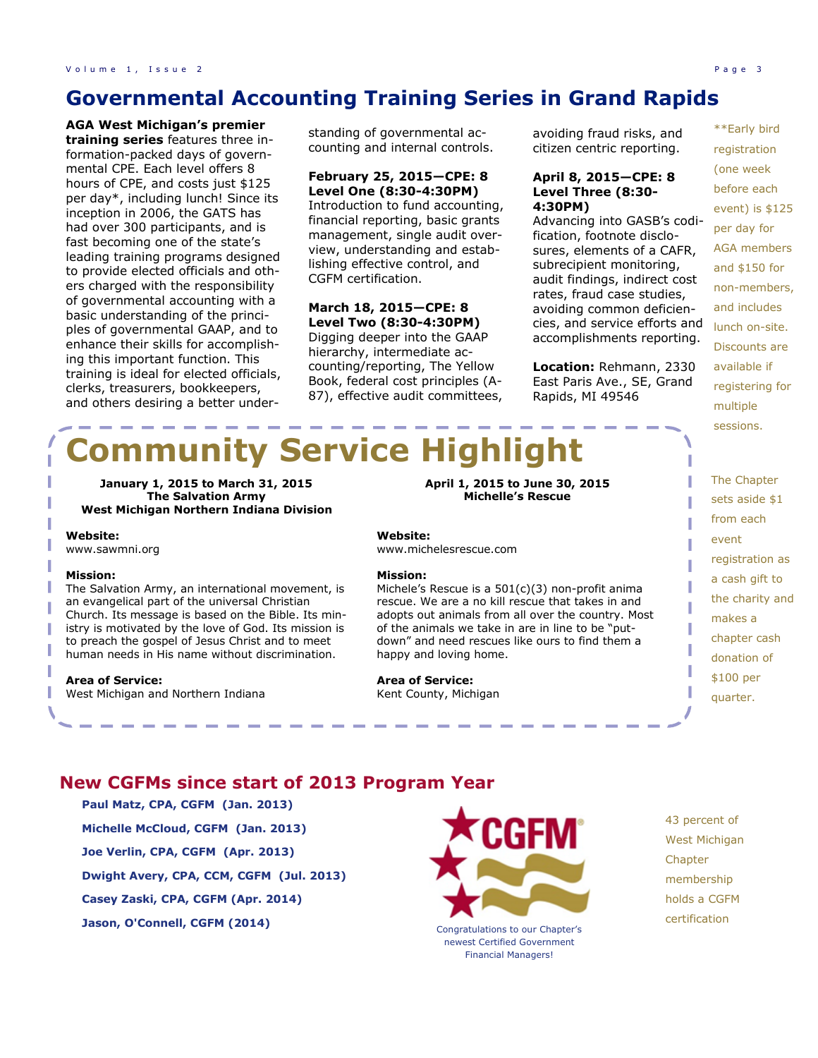## Governmental Accounting Training Series in Grand Rapids

**AGA West Michigan's premier training series** features three information-packed days of governmental CPE. Each level offers 8 hours of CPE, and costs just $125 per day*, including lunch! Since its inception in 2006, the GATS has had over 300 participants, and is fast becoming one of the state's leading training programs designed to provide elected officials and others charged with the responsibility of governmental accounting with a basic understanding of the principles of governmental GAAP, and to enhance their skills for accomplishing this important function. This training is ideal for elected officials, clerks, treasurers, bookkeepers, and others desiring a better understanding of governmental accounting and internal controls.

**February 25, 2015—CPE: 8**
**Level One (8:30-4:30PM)**
Introduction to fund accounting, financial reporting, basic grants management, single audit overview, understanding and establishing effective control, and CGFM certification.

**March 18, 2015—CPE: 8**
**Level Two (8:30-4:30PM)**
Digging deeper into the GAAP hierarchy, intermediate accounting/reporting, The Yellow Book, federal cost principles (A-87), effective audit committees, avoiding fraud risks, and citizen centric reporting.

**April 8, 2015—CPE: 8**
**Level Three (8:30-4:30PM)**
Advancing into GASB's codification, footnote disclosures, elements of a CAFR, subrecipient monitoring, audit findings, indirect cost rates, fraud case studies, avoiding common deficiencies, and service efforts and accomplishments reporting.

**Location:** Rehmann, 2330 East Paris Ave., SE, Grand Rapids, MI 49546

**Early bird registration (one week before each event) is $125 per day for AGA members and $150 for non-members, and includes lunch on-site. Discounts are available if registering for multiple sessions.

# Community Service Highlight

**January 1, 2015 to March 31, 2015**
**The Salvation Army**
**West Michigan Northern Indiana Division**

**Website:**
www.sawmni.org

**Mission:**
The Salvation Army, an international movement, is an evangelical part of the universal Christian Church. Its message is based on the Bible. Its ministry is motivated by the love of God. Its mission is to preach the gospel of Jesus Christ and to meet human needs in His name without discrimination.

**Area of Service:**
West Michigan and Northern Indiana

**April 1, 2015 to June 30, 2015**
**Michelle's Rescue**

**Website:**
www.michelesrescue.com

**Mission:**
Michele's Rescue is a 501(c)(3) non-profit anima rescue. We are a no kill rescue that takes in and adopts out animals from all over the country. Most of the animals we take in are in line to be "put-down" and need rescues like ours to find them a happy and loving home.

**Area of Service:**
Kent County, Michigan

The Chapter sets aside $1 from each event registration as a cash gift to the charity and makes a chapter cash donation of $100 per quarter.

## New CGFMs since start of 2013 Program Year

**Paul Matz, CPA, CGFM (Jan. 2013)**
**Michelle McCloud, CGFM (Jan. 2013)**
**Joe Verlin, CPA, CGFM (Apr. 2013)**
**Dwight Avery, CPA, CCM, CGFM (Jul. 2013)**
**Casey Zaski, CPA, CGFM (Apr. 2014)**
**Jason, O'Connell, CGFM (2014)**

Congratulations to our Chapter's newest Certified Government Financial Managers!

43 percent of West Michigan Chapter membership holds a CGFM certification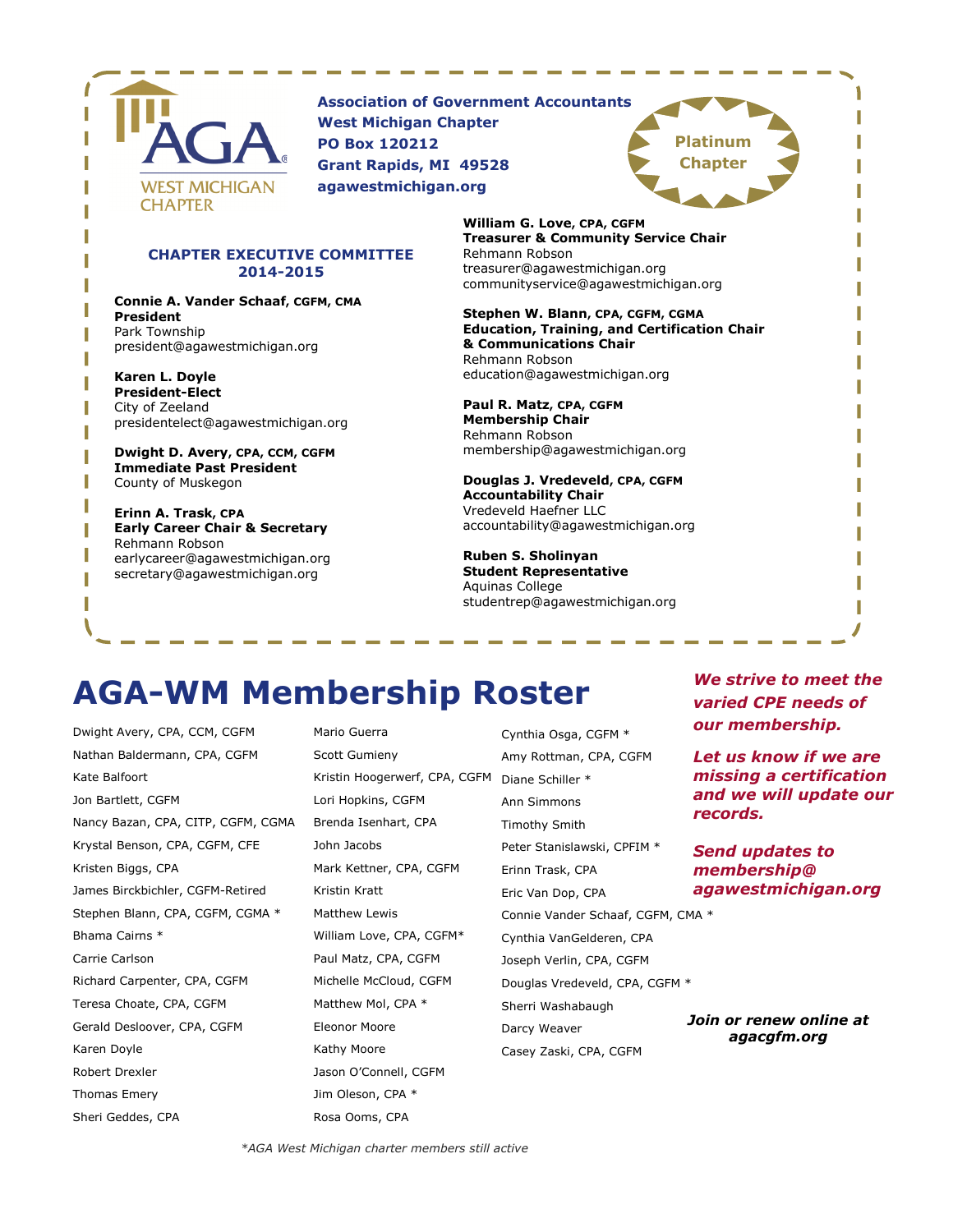AGA WEST MICHIGAN CHAPTER

**Association of Government Accountants**
**West Michigan Chapter**
**PO Box 120212**
**Grant Rapids, MI 49528**
**agawestmichigan.org**

Platinum Chapter

## CHAPTER EXECUTIVE COMMITTEE 2014-2015

**Connie A. Vander Schaaf, CGFM, CMA**
**President**
Park Township
president@agawestmichigan.org

**Karen L. Doyle**
**President-Elect**
City of Zeeland
presidentelect@agawestmichigan.org

**Dwight D. Avery, CPA, CCM, CGFM**
**Immediate Past President**
County of Muskegon

**Erinn A. Trask, CPA**
**Early Career Chair & Secretary**
Rehmann Robson
earlycareer@agawestmichigan.org
secretary@agawestmichigan.org

**William G. Love, CPA, CGFM**
**Treasurer & Community Service Chair**
Rehmann Robson
treasurer@agawestmichigan.org
communityservice@agawestmichigan.org

**Stephen W. Blann, CPA, CGFM, CGMA**
**Education, Training, and Certification Chair & Communications Chair**
Rehmann Robson
education@agawestmichigan.org

**Paul R. Matz, CPA, CGFM**
**Membership Chair**
Rehmann Robson
membership@agawestmichigan.org

**Douglas J. Vredeveld, CPA, CGFM**
**Accountability Chair**
Vredeveld Haefner LLC
accountability@agawestmichigan.org

**Ruben S. Sholinyan**
**Student Representative**
Aquinas College
studentrep@agawestmichigan.org

# AGA-WM Membership Roster

Dwight Avery, CPA, CCM, CGFM
Nathan Baldermann, CPA, CGFM
Kate Balfoort
Jon Bartlett, CGFM
Nancy Bazan, CPA, CITP, CGFM, CGMA
Krystal Benson, CPA, CGFM, CFE
Kristen Biggs, CPA
James Birckbichler, CGFM-Retired
Stephen Blann, CPA, CGFM, CGMA *
Bhama Cairns *
Carrie Carlson
Richard Carpenter, CPA, CGFM
Teresa Choate, CPA, CGFM
Gerald Desloover, CPA, CGFM
Karen Doyle
Robert Drexler
Thomas Emery
Sheri Geddes, CPA
Mario Guerra
Scott Gumieny
Kristin Hoogerwerf, CPA, CGFM
Lori Hopkins, CGFM
Brenda Isenhart, CPA
John Jacobs
Mark Kettner, CPA, CGFM
Kristin Kratt
Matthew Lewis
William Love, CPA, CGFM*
Paul Matz, CPA, CGFM
Michelle McCloud, CGFM
Matthew Mol, CPA *
Eleonor Moore
Kathy Moore
Jason O'Connell, CGFM
Jim Oleson, CPA *
Rosa Ooms, CPA
Cynthia Osga, CGFM *
Amy Rottman, CPA, CGFM
Diane Schiller *
Ann Simmons
Timothy Smith
Peter Stanislawski, CPFIM *
Erinn Trask, CPA
Eric Van Dop, CPA
Connie Vander Schaaf, CGFM, CMA *
Cynthia VanGelderen, CPA
Joseph Verlin, CPA, CGFM
Douglas Vredeveld, CPA, CGFM *
Sherri Washabaugh
Darcy Weaver
Casey Zaski, CPA, CGFM

*AGA West Michigan charter members still active*

***We strive to meet the varied CPE needs of our membership.***

***Let us know if we are missing a certification and we will update our records.***

***Send updates to membership@agawestmichigan.org***

***Join or renew online at agacgfm.org***